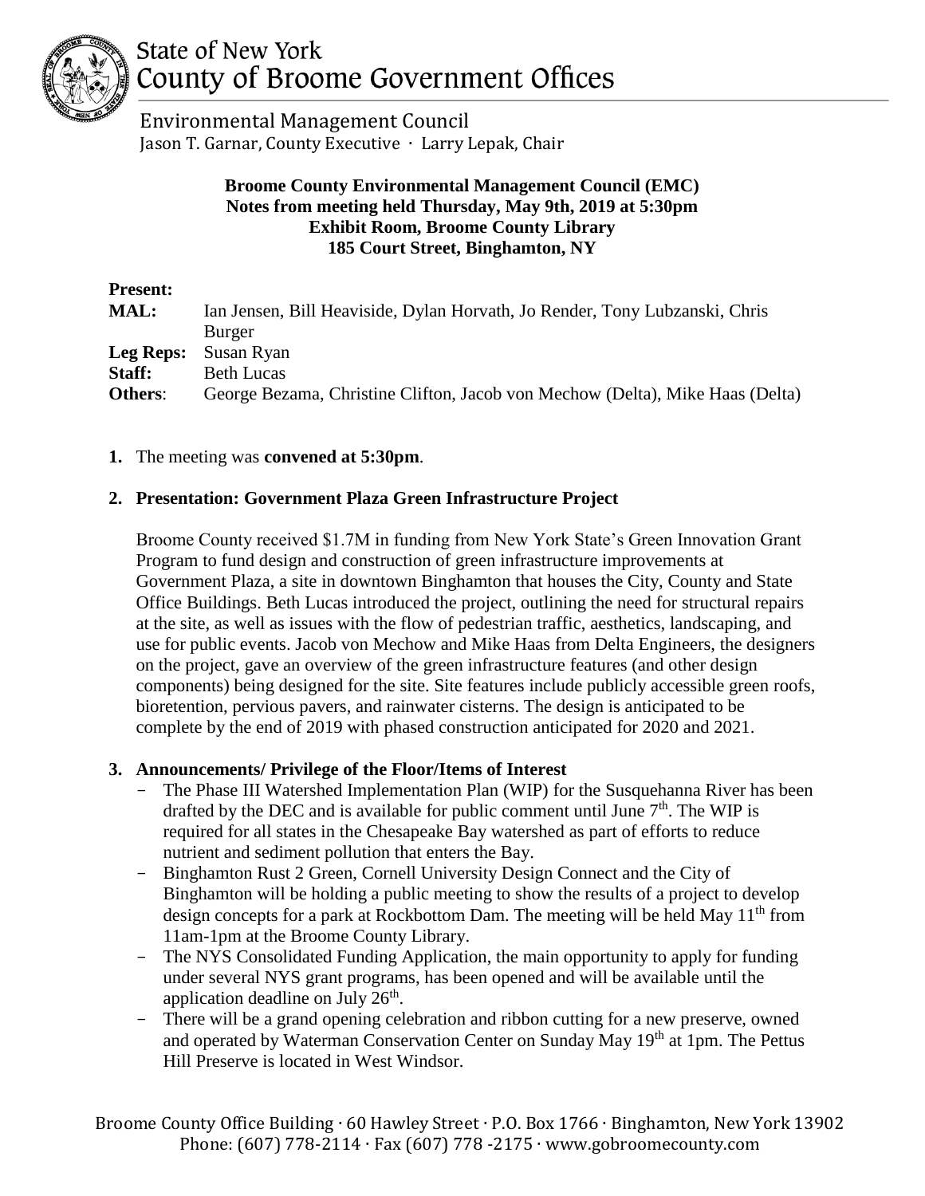# State of New York
# County of Broome Government Offices

Environmental Management Council
Jason T. Garnar, County Executive · Larry Lepak, Chair

**Broome County Environmental Management Council (EMC)**
**Notes from meeting held Thursday, May 9th, 2019 at 5:30pm**
**Exhibit Room, Broome County Library**
**185 Court Street, Binghamton, NY**

**Present:**

**MAL:** Ian Jensen, Bill Heaviside, Dylan Horvath, Jo Render, Tony Lubzanski, Chris Burger
**Leg Reps:** Susan Ryan
**Staff:** Beth Lucas
**Others**: George Bezama, Christine Clifton, Jacob von Mechow (Delta), Mike Haas (Delta)

1. The meeting was **convened at 5:30pm**.

2. **Presentation: Government Plaza Green Infrastructure Project**

   Broome County received $1.7M in funding from New York State's Green Innovation Grant Program to fund design and construction of green infrastructure improvements at Government Plaza, a site in downtown Binghamton that houses the City, County and State Office Buildings. Beth Lucas introduced the project, outlining the need for structural repairs at the site, as well as issues with the flow of pedestrian traffic, aesthetics, landscaping, and use for public events. Jacob von Mechow and Mike Haas from Delta Engineers, the designers on the project, gave an overview of the green infrastructure features (and other design components) being designed for the site. Site features include publicly accessible green roofs, bioretention, pervious pavers, and rainwater cisterns. The design is anticipated to be complete by the end of 2019 with phased construction anticipated for 2020 and 2021.

3. **Announcements/ Privilege of the Floor/Items of Interest**
   - The Phase III Watershed Implementation Plan (WIP) for the Susquehanna River has been drafted by the DEC and is available for public comment until June 7th. The WIP is required for all states in the Chesapeake Bay watershed as part of efforts to reduce nutrient and sediment pollution that enters the Bay.
   - Binghamton Rust 2 Green, Cornell University Design Connect and the City of Binghamton will be holding a public meeting to show the results of a project to develop design concepts for a park at Rockbottom Dam. The meeting will be held May 11th from 11am-1pm at the Broome County Library.
   - The NYS Consolidated Funding Application, the main opportunity to apply for funding under several NYS grant programs, has been opened and will be available until the application deadline on July 26th.
   - There will be a grand opening celebration and ribbon cutting for a new preserve, owned and operated by Waterman Conservation Center on Sunday May 19th at 1pm. The Pettus Hill Preserve is located in West Windsor.

Broome County Office Building · 60 Hawley Street · P.O. Box 1766 · Binghamton, New York 13902
Phone: (607) 778-2114 · Fax (607) 778 -2175 · www.gobroomecounty.com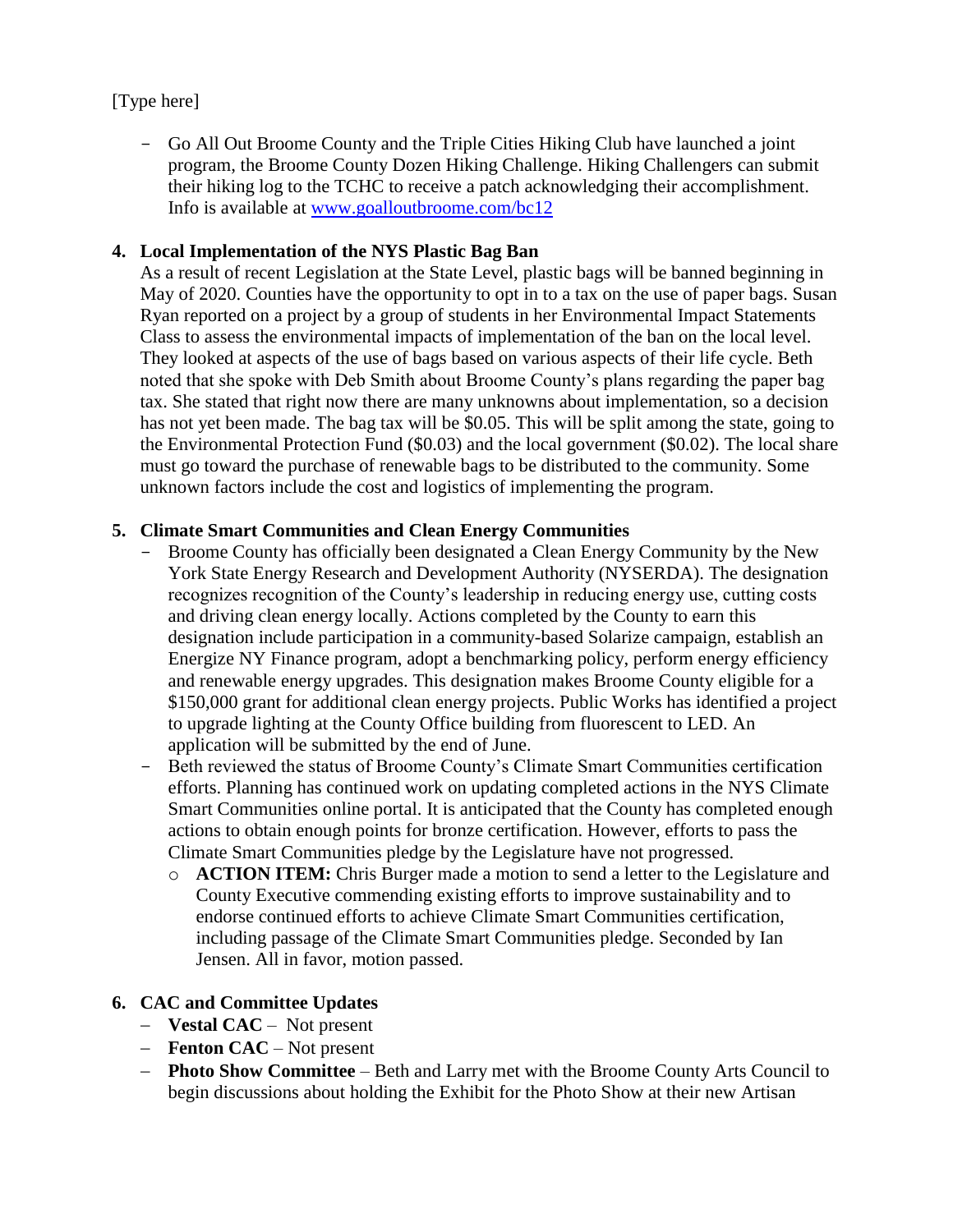[Type here]

- Go All Out Broome County and the Triple Cities Hiking Club have launched a joint program, the Broome County Dozen Hiking Challenge. Hiking Challengers can submit their hiking log to the TCHC to receive a patch acknowledging their accomplishment. Info is available at [www.goalloutbroome.com/bc12](www.goalloutbroome.com/bc12)

**4. Local Implementation of the NYS Plastic Bag Ban**

As a result of recent Legislation at the State Level, plastic bags will be banned beginning in May of 2020. Counties have the opportunity to opt in to a tax on the use of paper bags. Susan Ryan reported on a project by a group of students in her Environmental Impact Statements Class to assess the environmental impacts of implementation of the ban on the local level. They looked at aspects of the use of bags based on various aspects of their life cycle. Beth noted that she spoke with Deb Smith about Broome County's plans regarding the paper bag tax. She stated that right now there are many unknowns about implementation, so a decision has not yet been made. The bag tax will be $0.05. This will be split among the state, going to the Environmental Protection Fund ($0.03) and the local government ($0.02). The local share must go toward the purchase of renewable bags to be distributed to the community. Some unknown factors include the cost and logistics of implementing the program.

**5. Climate Smart Communities and Clean Energy Communities**

- Broome County has officially been designated a Clean Energy Community by the New York State Energy Research and Development Authority (NYSERDA). The designation recognizes recognition of the County's leadership in reducing energy use, cutting costs and driving clean energy locally. Actions completed by the County to earn this designation include participation in a community-based Solarize campaign, establish an Energize NY Finance program, adopt a benchmarking policy, perform energy efficiency and renewable energy upgrades. This designation makes Broome County eligible for a $150,000 grant for additional clean energy projects. Public Works has identified a project to upgrade lighting at the County Office building from fluorescent to LED. An application will be submitted by the end of June.
- Beth reviewed the status of Broome County's Climate Smart Communities certification efforts. Planning has continued work on updating completed actions in the NYS Climate Smart Communities online portal. It is anticipated that the County has completed enough actions to obtain enough points for bronze certification. However, efforts to pass the Climate Smart Communities pledge by the Legislature have not progressed.
  - **ACTION ITEM:** Chris Burger made a motion to send a letter to the Legislature and County Executive commending existing efforts to improve sustainability and to endorse continued efforts to achieve Climate Smart Communities certification, including passage of the Climate Smart Communities pledge. Seconded by Ian Jensen. All in favor, motion passed.

**6. CAC and Committee Updates**

- **Vestal CAC** – Not present
- **Fenton CAC** – Not present
- **Photo Show Committee** – Beth and Larry met with the Broome County Arts Council to begin discussions about holding the Exhibit for the Photo Show at their new Artisan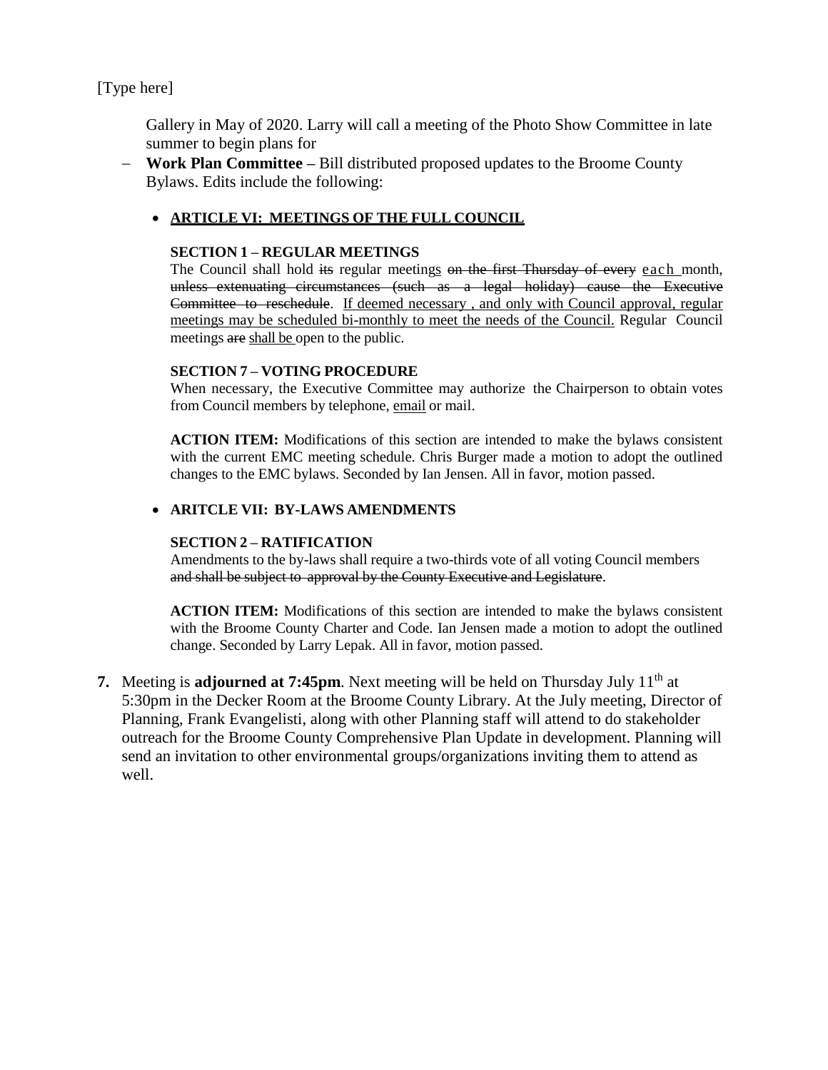[Type here]

Gallery in May of 2020. Larry will call a meeting of the Photo Show Committee in late summer to begin plans for

- **Work Plan Committee –** Bill distributed proposed updates to the Broome County Bylaws. Edits include the following:

  - **ARTICLE VI: MEETINGS OF THE FULL COUNCIL**

    **SECTION 1 – REGULAR MEETINGS**

    The Council shall hold ~~its~~ regular meetings ~~on the first Thursday of every~~ each month, ~~unless extenuating circumstances (such as a legal holiday) cause the Executive Committee to reschedule~~. If deemed necessary , and only with Council approval, regular meetings may be scheduled bi-monthly to meet the needs of the Council. Regular Council meetings ~~are~~ shall be open to the public.

    **SECTION 7 – VOTING PROCEDURE**

    When necessary, the Executive Committee may authorize the Chairperson to obtain votes from Council members by telephone, email or mail.

    **ACTION ITEM:** Modifications of this section are intended to make the bylaws consistent with the current EMC meeting schedule. Chris Burger made a motion to adopt the outlined changes to the EMC bylaws. Seconded by Ian Jensen. All in favor, motion passed.

  - **ARITCLE VII: BY-LAWS AMENDMENTS**

    **SECTION 2 – RATIFICATION**

    Amendments to the by-laws shall require a two-thirds vote of all voting Council members ~~and shall be subject to approval by the County Executive and Legislature~~.

    **ACTION ITEM:** Modifications of this section are intended to make the bylaws consistent with the Broome County Charter and Code. Ian Jensen made a motion to adopt the outlined change. Seconded by Larry Lepak. All in favor, motion passed.

7. Meeting is **adjourned at 7:45pm**. Next meeting will be held on Thursday July 11th at 5:30pm in the Decker Room at the Broome County Library. At the July meeting, Director of Planning, Frank Evangelisti, along with other Planning staff will attend to do stakeholder outreach for the Broome County Comprehensive Plan Update in development. Planning will send an invitation to other environmental groups/organizations inviting them to attend as well.